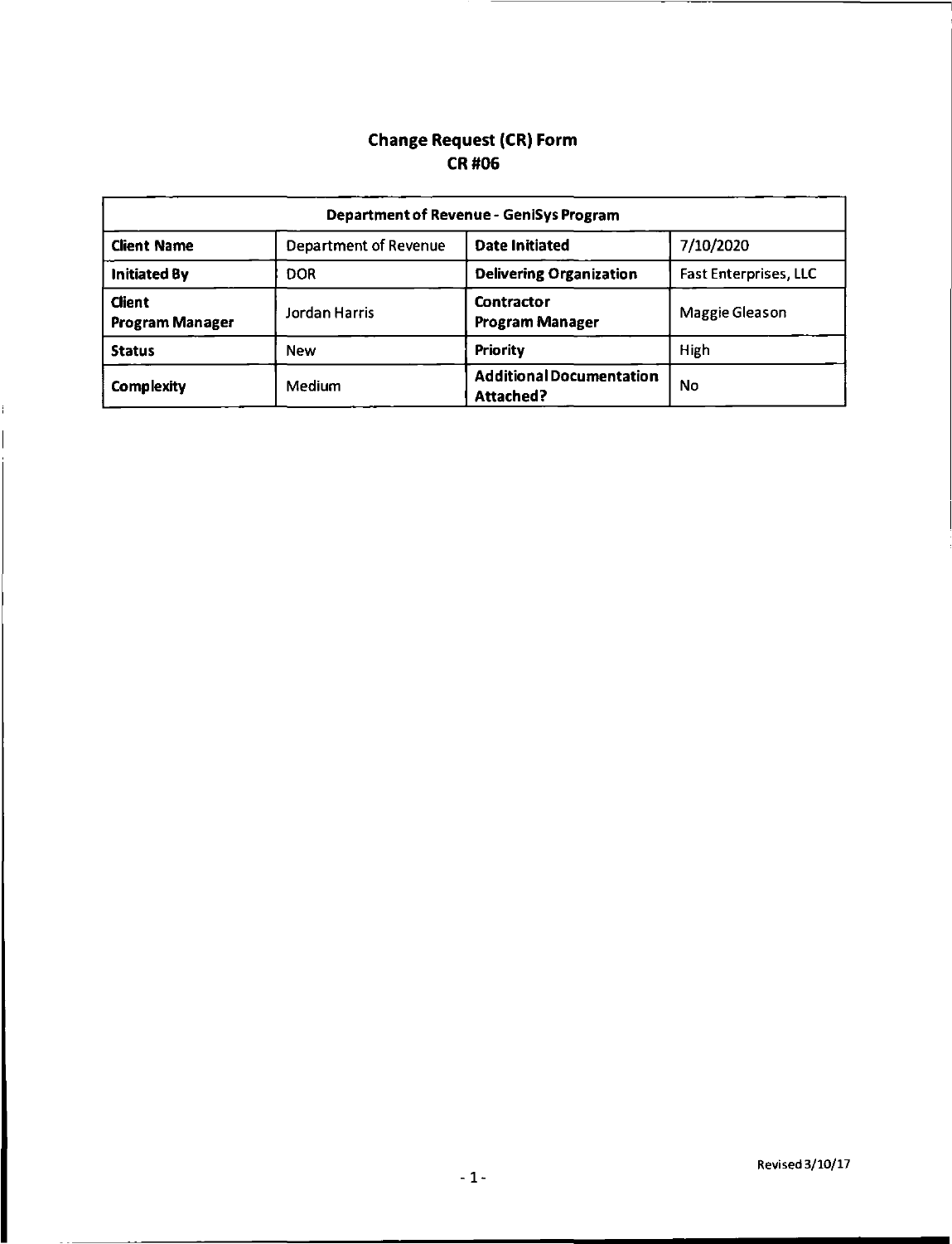# Change Request (CR) Form
## CR #06

| Department of Revenue - GeniSys Program | | | |
|---|---|---|---|
| **Client Name** | Department of Revenue | **Date Initiated** | 7/10/2020 |
| **Initiated By** | DOR | **Delivering Organization** | Fast Enterprises, LLC |
| **Client Program Manager** | Jordan Harris | **Contractor Program Manager** | Maggie Gleason |
| **Status** | New | **Priority** | High |
| **Complexity** | Medium | **Additional Documentation Attached?** | No |

Revised 3/10/17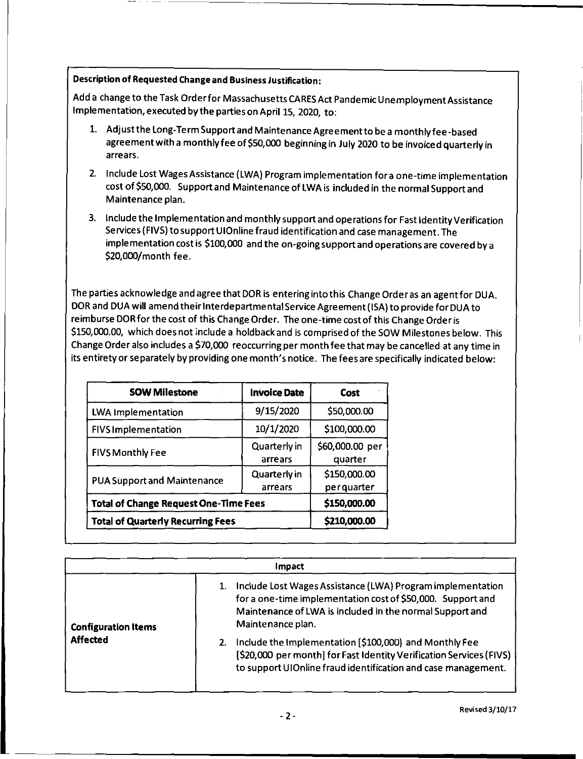**Description of Requested Change and Business Justification:**

Add a change to the Task Order for Massachusetts CARES Act Pandemic Unemployment Assistance Implementation, executed by the parties on April 15, 2020, to:

1. Adjust the Long-Term Support and Maintenance Agreement to be a monthly fee-based agreement with a monthly fee of $50,000 beginning in July 2020 to be invoiced quarterly in arrears.
2. Include Lost Wages Assistance (LWA) Program implementation for a one-time implementation cost of $50,000. Support and Maintenance of LWA is included in the normal Support and Maintenance plan.
3. Include the Implementation and monthly support and operations for Fast Identity Verification Services (FIVS) to support UIOnline fraud identification and case management. The implementation cost is $100,000 and the on-going support and operations are covered by a $20,000/month fee.

The parties acknowledge and agree that DOR is entering into this Change Order as an agent for DUA. DOR and DUA will amend their Interdepartmental Service Agreement (ISA) to provide for DUA to reimburse DOR for the cost of this Change Order. The one-time cost of this Change Order is $150,000.00, which does not include a holdback and is comprised of the SOW Milestones below. This Change Order also includes a $70,000 reoccurring per month fee that may be cancelled at any time in its entirety or separately by providing one month's notice. The fees are specifically indicated below:

| SOW Milestone | Invoice Date | Cost |
|---|---|---|
| LWA Implementation | 9/15/2020 | $50,000.00 |
| FIVS Implementation | 10/1/2020 | $100,000.00 |
| FIVS Monthly Fee | Quarterly in arrears | $60,000.00 per quarter |
| PUA Support and Maintenance | Quarterly in arrears | $150,000.00 per quarter |
| **Total of Change Request One-Time Fees** | | **$150,000.00** |
| **Total of Quarterly Recurring Fees** | | **$210,000.00** |

| Impact | |
|---|---|
| **Configuration Items Affected** | 1. Include Lost Wages Assistance (LWA) Program implementation for a one-time implementation cost of $50,000. Support and Maintenance of LWA is included in the normal Support and Maintenance plan.<br>2. Include the Implementation [$100,000] and Monthly Fee [$20,000 per month] for Fast Identity Verification Services (FIVS) to support UIOnline fraud identification and case management. |

Revised 3/10/17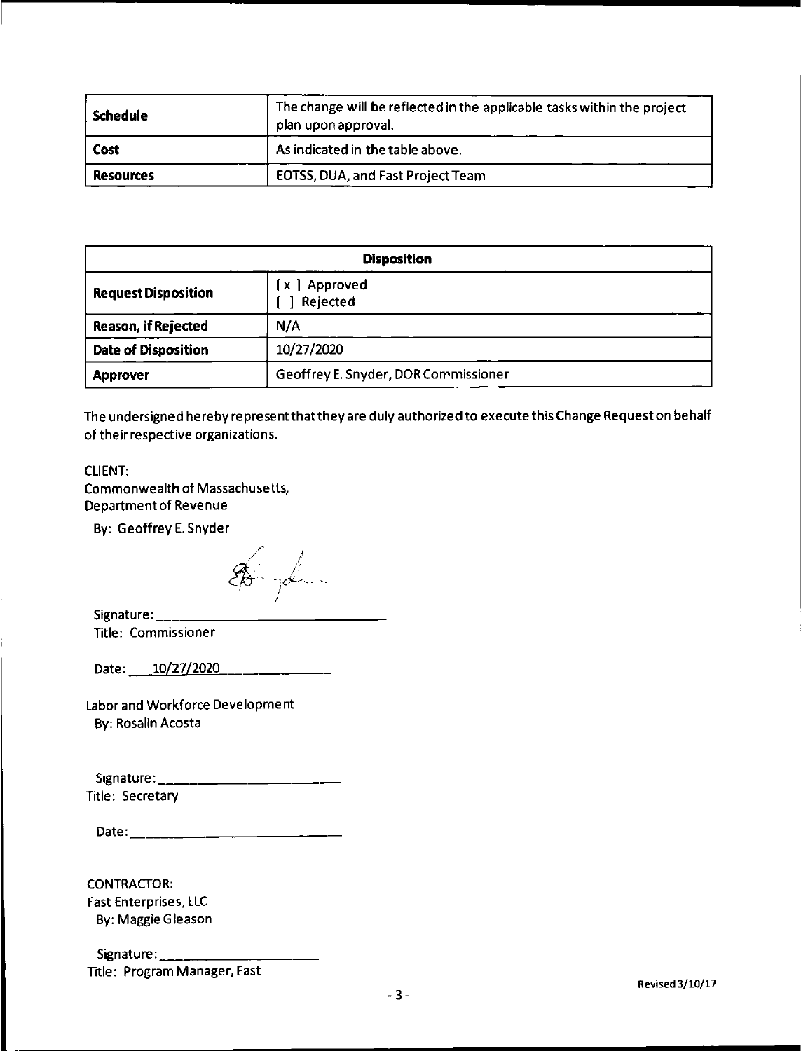| Schedule | The change will be reflected in the applicable tasks within the project plan upon approval. |
|---|---|
| Cost | As indicated in the table above. |
| Resources | EOTSS, DUA, and Fast Project Team |

| Disposition | |
|---|---|
| Request Disposition | [ x ] Approved<br>[ ] Rejected |
| Reason, if Rejected | N/A |
| Date of Disposition | 10/27/2020 |
| Approver | Geoffrey E. Snyder, DOR Commissioner |

The undersigned hereby represent that they are duly authorized to execute this Change Request on behalf of their respective organizations.

CLIENT:
Commonwealth of Massachusetts,
Department of Revenue

By: Geoffrey E. Snyder

Signature: ______________________
Title: Commissioner

Date: 10/27/2020

Labor and Workforce Development
By: Rosalin Acosta

Signature: ______________________
Title: Secretary

Date: ______________________

CONTRACTOR:
Fast Enterprises, LLC
By: Maggie Gleason

Signature: ______________________
Title: Program Manager, Fast

Revised 3/10/17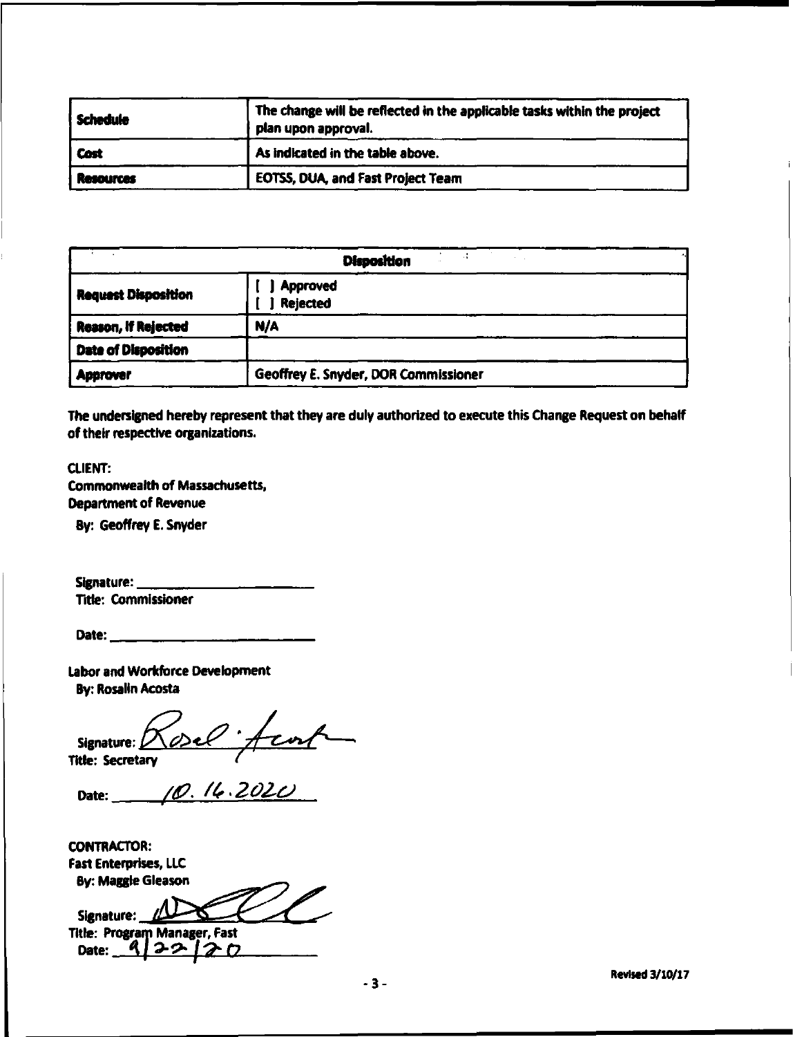| Schedule | The change will be reflected in the applicable tasks within the project plan upon approval. |
|---|---|
| Cost | As indicated in the table above. |
| Resources | EOTSS, DUA, and Fast Project Team |

| Disposition | |
|---|---|
| Request Disposition | [ ] Approved<br>[ ] Rejected |
| Reason, If Rejected | N/A |
| Date of Disposition | |
| Approver | Geoffrey E. Snyder, DOR Commissioner |

**The undersigned hereby represent that they are duly authorized to execute this Change Request on behalf of their respective organizations.**

CLIENT:
Commonwealth of Massachusetts,
Department of Revenue
By: Geoffrey E. Snyder

Signature: ______________________
Title: Commissioner

Date: ______________________

Labor and Workforce Development
By: Rosalin Acosta

Signature: Rosal. Acost
Title: Secretary

Date: 10.16.2020

CONTRACTOR:
Fast Enterprises, LLC
By: Maggie Gleason

Signature: ______________________
Title: Program Manager, Fast
Date: 9/22/20

Revised 3/10/17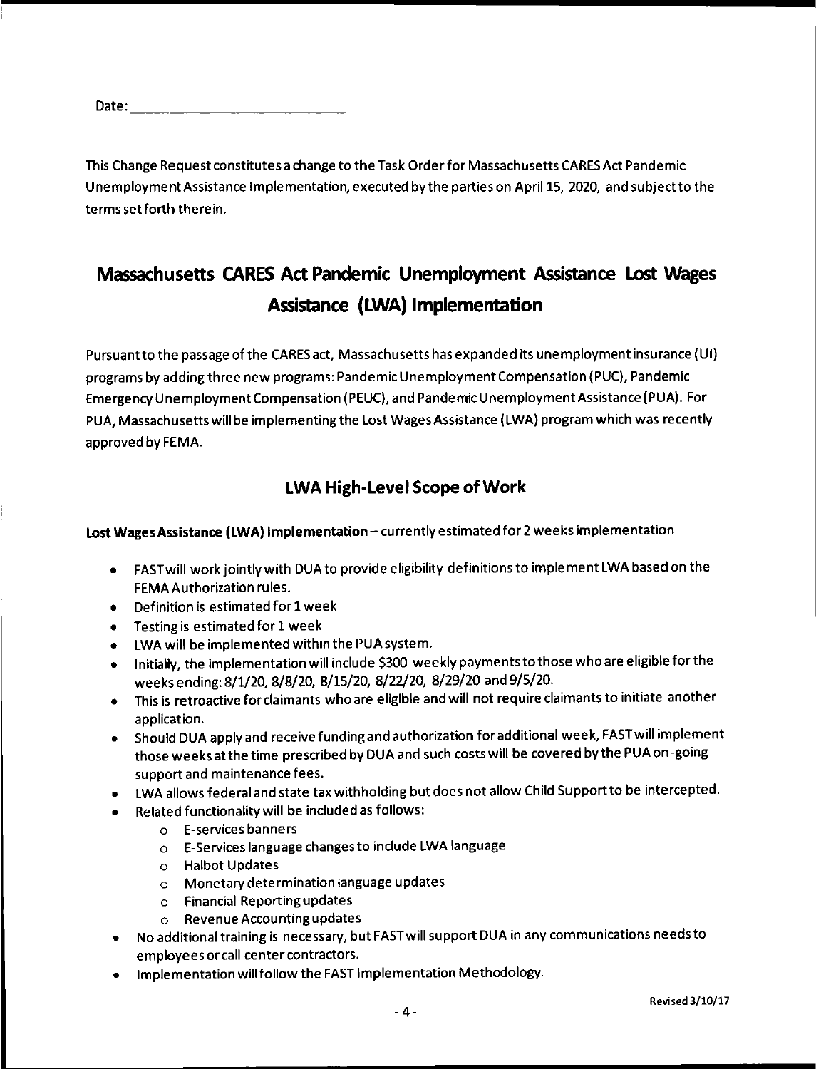Date:___________________________

This Change Request constitutes a change to the Task Order for Massachusetts CARES Act Pandemic Unemployment Assistance Implementation, executed by the parties on April 15, 2020, and subject to the terms set forth therein.

# Massachusetts CARES Act Pandemic Unemployment Assistance Lost Wages Assistance (LWA) Implementation

Pursuant to the passage of the CARES act, Massachusetts has expanded its unemployment insurance (UI) programs by adding three new programs: Pandemic Unemployment Compensation (PUC), Pandemic Emergency Unemployment Compensation (PEUC), and Pandemic Unemployment Assistance (PUA). For PUA, Massachusetts will be implementing the Lost Wages Assistance (LWA) program which was recently approved by FEMA.

## LWA High-Level Scope of Work

**Lost Wages Assistance (LWA) Implementation** – currently estimated for 2 weeks implementation

- FAST will work jointly with DUA to provide eligibility definitions to implement LWA based on the FEMA Authorization rules.
- Definition is estimated for 1 week
- Testing is estimated for 1 week
- LWA will be implemented within the PUA system.
- Initially, the implementation will include $300 weekly payments to those who are eligible for the weeks ending: 8/1/20, 8/8/20, 8/15/20, 8/22/20, 8/29/20 and 9/5/20.
- This is retroactive for claimants who are eligible and will not require claimants to initiate another application.
- Should DUA apply and receive funding and authorization for additional week, FAST will implement those weeks at the time prescribed by DUA and such costs will be covered by the PUA on-going support and maintenance fees.
- LWA allows federal and state tax withholding but does not allow Child Support to be intercepted.
- Related functionality will be included as follows:
  - E-services banners
  - E-Services language changes to include LWA language
  - Halbot Updates
  - Monetary determination language updates
  - Financial Reporting updates
  - Revenue Accounting updates
- No additional training is necessary, but FAST will support DUA in any communications needs to employees or call center contractors.
- Implementation will follow the FAST Implementation Methodology.

Revised 3/10/17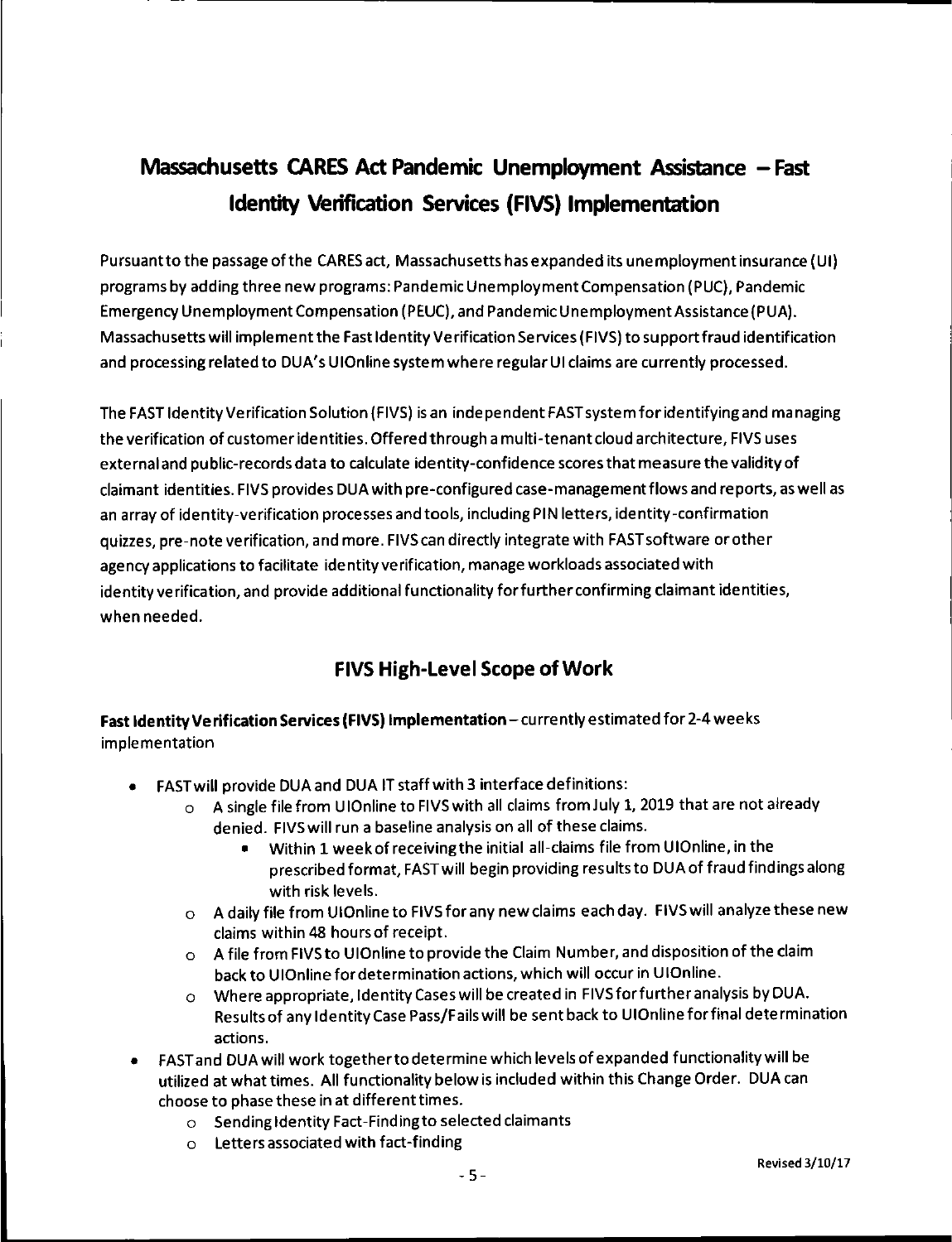# Massachusetts CARES Act Pandemic Unemployment Assistance – Fast Identity Verification Services (FIVS) Implementation

Pursuant to the passage of the CARES act, Massachusetts has expanded its unemployment insurance (UI) programs by adding three new programs: Pandemic Unemployment Compensation (PUC), Pandemic Emergency Unemployment Compensation (PEUC), and Pandemic Unemployment Assistance (PUA). Massachusetts will implement the Fast Identity Verification Services (FIVS) to support fraud identification and processing related to DUA's UIOnline system where regular UI claims are currently processed.

The FAST Identity Verification Solution (FIVS) is an independent FAST system for identifying and managing the verification of customer identities. Offered through a multi-tenant cloud architecture, FIVS uses external and public-records data to calculate identity-confidence scores that measure the validity of claimant identities. FIVS provides DUA with pre-configured case-management flows and reports, as well as an array of identity-verification processes and tools, including PIN letters, identity-confirmation quizzes, pre-note verification, and more. FIVS can directly integrate with FAST software or other agency applications to facilitate identity verification, manage workloads associated with identity verification, and provide additional functionality for further confirming claimant identities, when needed.

## FIVS High-Level Scope of Work

**Fast Identity Verification Services (FIVS) Implementation** – currently estimated for 2-4 weeks implementation

- FAST will provide DUA and DUA IT staff with 3 interface definitions:
  - A single file from UIOnline to FIVS with all claims from July 1, 2019 that are not already denied. FIVS will run a baseline analysis on all of these claims.
    - Within 1 week of receiving the initial all-claims file from UIOnline, in the prescribed format, FAST will begin providing results to DUA of fraud findings along with risk levels.
  - A daily file from UIOnline to FIVS for any new claims each day. FIVS will analyze these new claims within 48 hours of receipt.
  - A file from FIVS to UIOnline to provide the Claim Number, and disposition of the claim back to UIOnline for determination actions, which will occur in UIOnline.
  - Where appropriate, Identity Cases will be created in FIVS for further analysis by DUA. Results of any Identity Case Pass/Fails will be sent back to UIOnline for final determination actions.
- FAST and DUA will work together to determine which levels of expanded functionality will be utilized at what times. All functionality below is included within this Change Order. DUA can choose to phase these in at different times.
  - Sending Identity Fact-Finding to selected claimants
  - Letters associated with fact-finding

Revised 3/10/17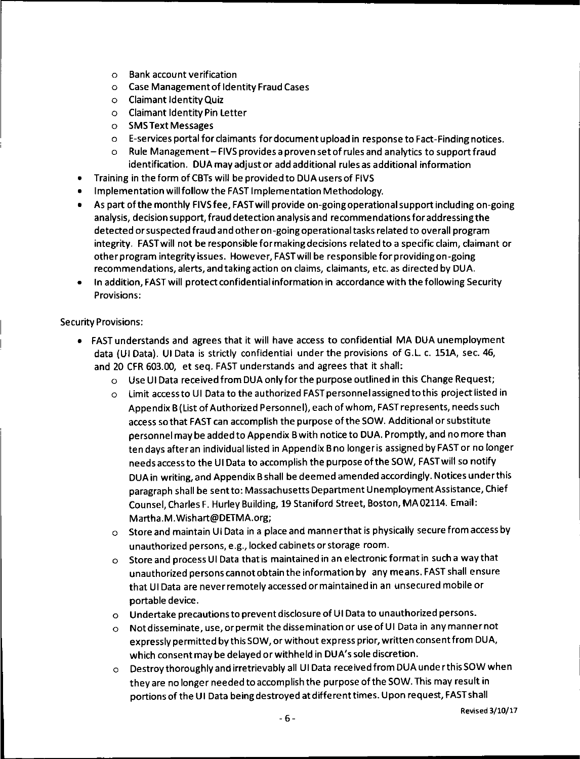- Bank account verification
  - Case Management of Identity Fraud Cases
  - Claimant Identity Quiz
  - Claimant Identity Pin Letter
  - SMS Text Messages
  - E-services portal for claimants for document upload in response to Fact-Finding notices.
  - Rule Management – FIVS provides a proven set of rules and analytics to support fraud identification. DUA may adjust or add additional rules as additional information
- Training in the form of CBTs will be provided to DUA users of FIVS
- Implementation will follow the FAST Implementation Methodology.
- As part of the monthly FIVS fee, FAST will provide on-going operational support including on-going analysis, decision support, fraud detection analysis and recommendations for addressing the detected or suspected fraud and other on-going operational tasks related to overall program integrity. FAST will not be responsible for making decisions related to a specific claim, claimant or other program integrity issues. However, FAST will be responsible for providing on-going recommendations, alerts, and taking action on claims, claimants, etc. as directed by DUA.
- In addition, FAST will protect confidential information in accordance with the following Security Provisions:

Security Provisions:

- FAST understands and agrees that it will have access to confidential MA DUA unemployment data (UI Data). UI Data is strictly confidential under the provisions of G.L. c. 151A, sec. 46, and 20 CFR 603.00, et seq. FAST understands and agrees that it shall:
  - Use UI Data received from DUA only for the purpose outlined in this Change Request;
  - Limit access to UI Data to the authorized FAST personnel assigned to this project listed in Appendix B (List of Authorized Personnel), each of whom, FAST represents, needs such access so that FAST can accomplish the purpose of the SOW. Additional or substitute personnel may be added to Appendix B with notice to DUA. Promptly, and no more than ten days after an individual listed in Appendix B no longer is assigned by FAST or no longer needs access to the UI Data to accomplish the purpose of the SOW, FAST will so notify DUA in writing, and Appendix B shall be deemed amended accordingly. Notices under this paragraph shall be sent to: Massachusetts Department Unemployment Assistance, Chief Counsel, Charles F. Hurley Building, 19 Staniford Street, Boston, MA 02114. Email: Martha.M.Wishart@DETMA.org;
  - Store and maintain UI Data in a place and manner that is physically secure from access by unauthorized persons, e.g., locked cabinets or storage room.
  - Store and process UI Data that is maintained in an electronic format in such a way that unauthorized persons cannot obtain the information by any means. FAST shall ensure that UI Data are never remotely accessed or maintained in an unsecured mobile or portable device.
  - Undertake precautions to prevent disclosure of UI Data to unauthorized persons.
  - Not disseminate, use, or permit the dissemination or use of UI Data in any manner not expressly permitted by this SOW, or without express prior, written consent from DUA, which consent may be delayed or withheld in DUA's sole discretion.
  - Destroy thoroughly and irretrievably all UI Data received from DUA under this SOW when they are no longer needed to accomplish the purpose of the SOW. This may result in portions of the UI Data being destroyed at different times. Upon request, FAST shall

Revised 3/10/17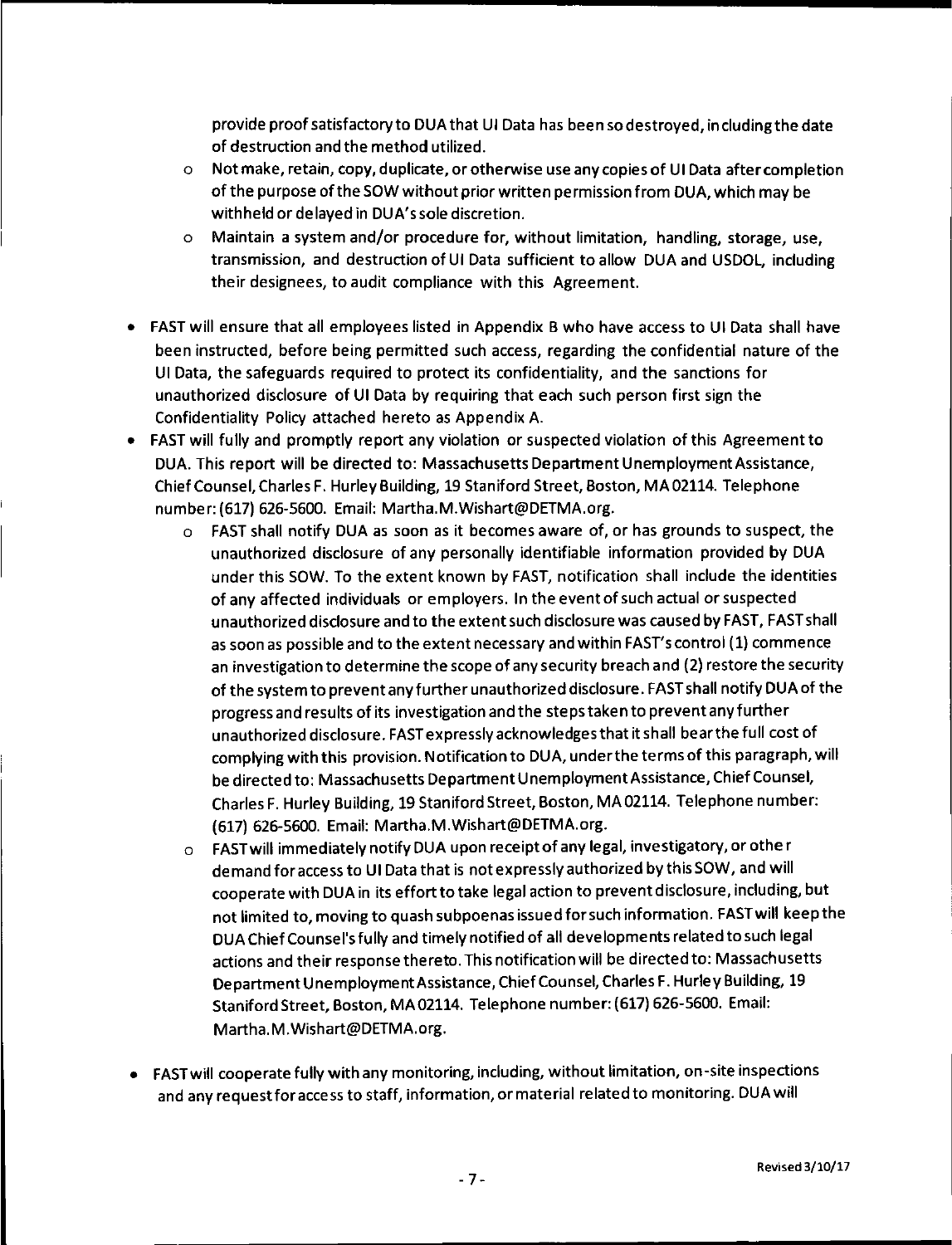provide proof satisfactory to DUA that UI Data has been so destroyed, including the date of destruction and the method utilized.

- Not make, retain, copy, duplicate, or otherwise use any copies of UI Data after completion of the purpose of the SOW without prior written permission from DUA, which may be withheld or delayed in DUA's sole discretion.
- Maintain a system and/or procedure for, without limitation, handling, storage, use, transmission, and destruction of UI Data sufficient to allow DUA and USDOL, including their designees, to audit compliance with this Agreement.

- FAST will ensure that all employees listed in Appendix B who have access to UI Data shall have been instructed, before being permitted such access, regarding the confidential nature of the UI Data, the safeguards required to protect its confidentiality, and the sanctions for unauthorized disclosure of UI Data by requiring that each such person first sign the Confidentiality Policy attached hereto as Appendix A.
- FAST will fully and promptly report any violation or suspected violation of this Agreement to DUA. This report will be directed to: Massachusetts Department Unemployment Assistance, Chief Counsel, Charles F. Hurley Building, 19 Staniford Street, Boston, MA 02114. Telephone number: (617) 626-5600. Email: Martha.M.Wishart@DETMA.org.
  - FAST shall notify DUA as soon as it becomes aware of, or has grounds to suspect, the unauthorized disclosure of any personally identifiable information provided by DUA under this SOW. To the extent known by FAST, notification shall include the identities of any affected individuals or employers. In the event of such actual or suspected unauthorized disclosure and to the extent such disclosure was caused by FAST, FAST shall as soon as possible and to the extent necessary and within FAST's control (1) commence an investigation to determine the scope of any security breach and (2) restore the security of the system to prevent any further unauthorized disclosure. FAST shall notify DUA of the progress and results of its investigation and the steps taken to prevent any further unauthorized disclosure. FAST expressly acknowledges that it shall bear the full cost of complying with this provision. Notification to DUA, under the terms of this paragraph, will be directed to: Massachusetts Department Unemployment Assistance, Chief Counsel, Charles F. Hurley Building, 19 Staniford Street, Boston, MA 02114. Telephone number: (617) 626-5600. Email: Martha.M.Wishart@DETMA.org.
  - FAST will immediately notify DUA upon receipt of any legal, investigatory, or other demand for access to UI Data that is not expressly authorized by this SOW, and will cooperate with DUA in its effort to take legal action to prevent disclosure, including, but not limited to, moving to quash subpoenas issued for such information. FAST will keep the DUA Chief Counsel's fully and timely notified of all developments related to such legal actions and their response thereto. This notification will be directed to: Massachusetts Department Unemployment Assistance, Chief Counsel, Charles F. Hurley Building, 19 Staniford Street, Boston, MA 02114. Telephone number: (617) 626-5600. Email: Martha.M.Wishart@DETMA.org.

- FAST will cooperate fully with any monitoring, including, without limitation, on-site inspections and any request for access to staff, information, or material related to monitoring. DUA will

Revised 3/10/17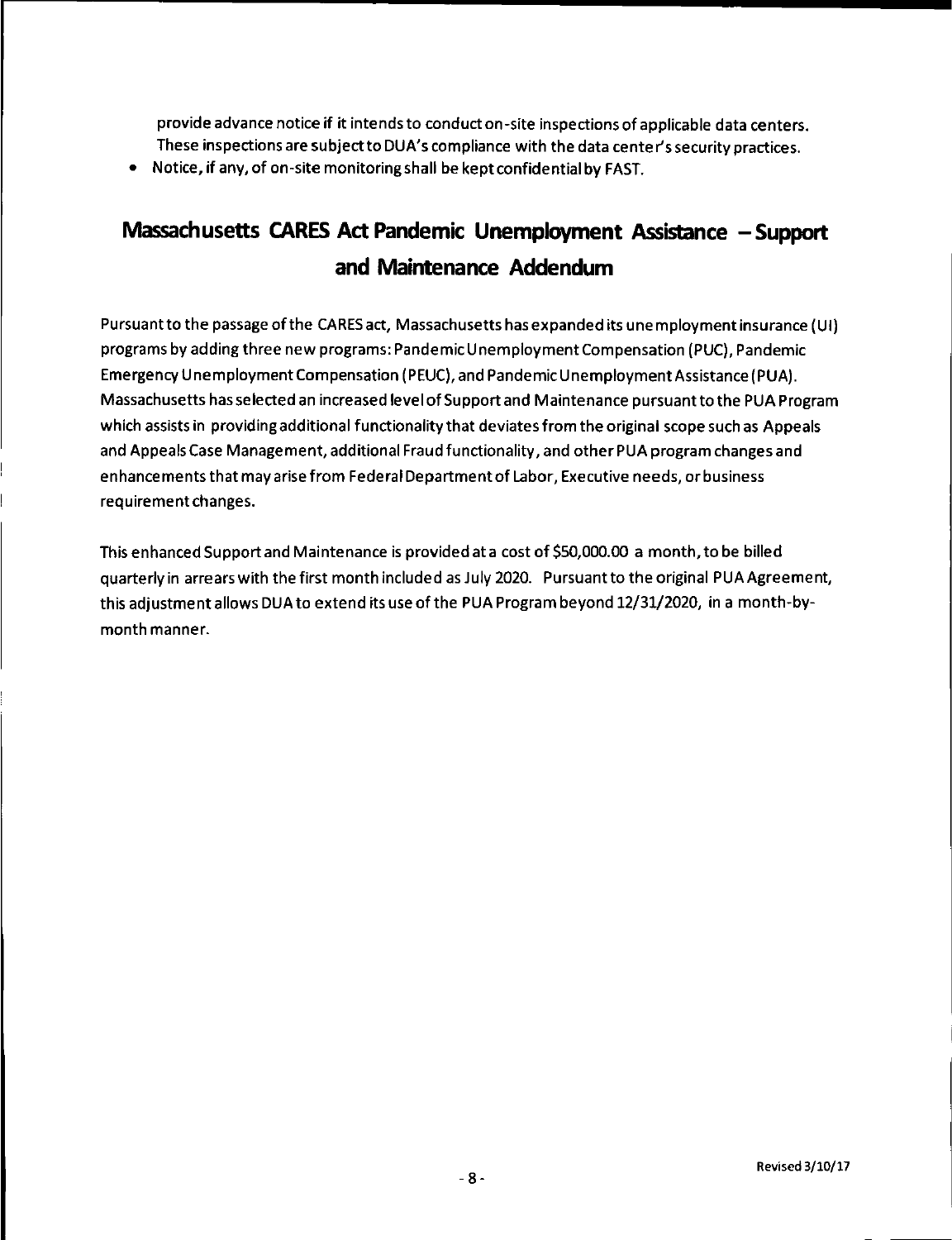provide advance notice if it intends to conduct on-site inspections of applicable data centers. These inspections are subject to DUA's compliance with the data center's security practices.

- Notice, if any, of on-site monitoring shall be kept confidential by FAST.

# Massachusetts CARES Act Pandemic Unemployment Assistance – Support and Maintenance Addendum

Pursuant to the passage of the CARES act, Massachusetts has expanded its unemployment insurance (UI) programs by adding three new programs: Pandemic Unemployment Compensation (PUC), Pandemic Emergency Unemployment Compensation (PEUC), and Pandemic Unemployment Assistance (PUA). Massachusetts has selected an increased level of Support and Maintenance pursuant to the PUA Program which assists in providing additional functionality that deviates from the original scope such as Appeals and Appeals Case Management, additional Fraud functionality, and other PUA program changes and enhancements that may arise from Federal Department of Labor, Executive needs, or business requirement changes.

This enhanced Support and Maintenance is provided at a cost of $50,000.00 a month, to be billed quarterly in arrears with the first month included as July 2020. Pursuant to the original PUA Agreement, this adjustment allows DUA to extend its use of the PUA Program beyond 12/31/2020, in a month-by-month manner.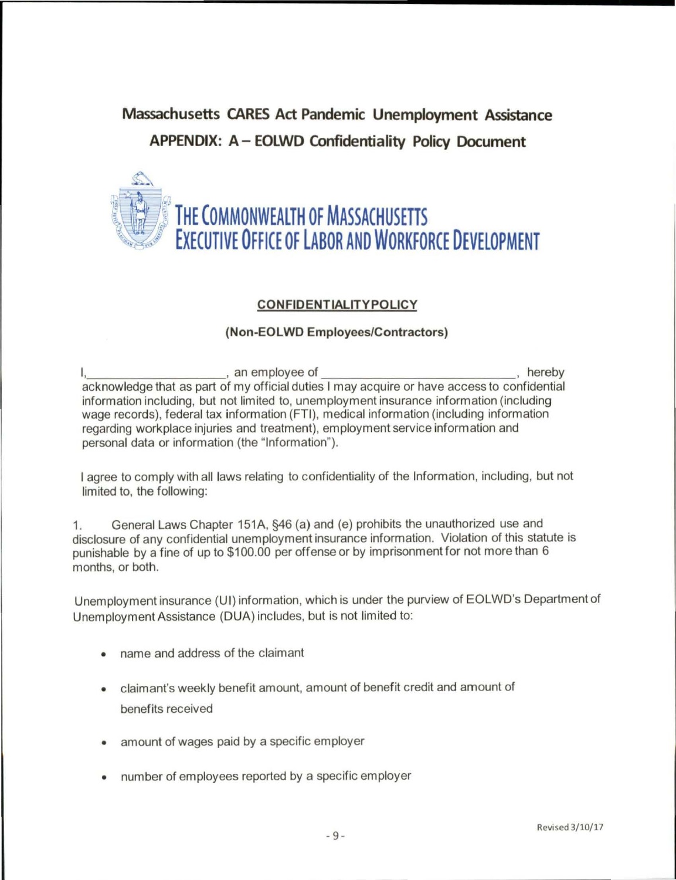## Massachusetts CARES Act Pandemic Unemployment Assistance

## APPENDIX: A – EOLWD Confidentiality Policy Document

# THE COMMONWEALTH OF MASSACHUSETTS
# EXECUTIVE OFFICE OF LABOR AND WORKFORCE DEVELOPMENT

### CONFIDENTIALITYPOLICY

**(Non-EOLWD Employees/Contractors)**

I,____________________, an employee of ____________________________, hereby acknowledge that as part of my official duties I may acquire or have access to confidential information including, but not limited to, unemployment insurance information (including wage records), federal tax information (FTI), medical information (including information regarding workplace injuries and treatment), employment service information and personal data or information (the "Information").

I agree to comply with all laws relating to confidentiality of the Information, including, but not limited to, the following:

1. General Laws Chapter 151A, §46 (a) and (e) prohibits the unauthorized use and disclosure of any confidential unemployment insurance information. Violation of this statute is punishable by a fine of up to $100.00 per offense or by imprisonment for not more than 6 months, or both.

Unemployment insurance (UI) information, which is under the purview of EOLWD's Department of Unemployment Assistance (DUA) includes, but is not limited to:

- name and address of the claimant
- claimant's weekly benefit amount, amount of benefit credit and amount of benefits received
- amount of wages paid by a specific employer
- number of employees reported by a specific employer

Revised 3/10/17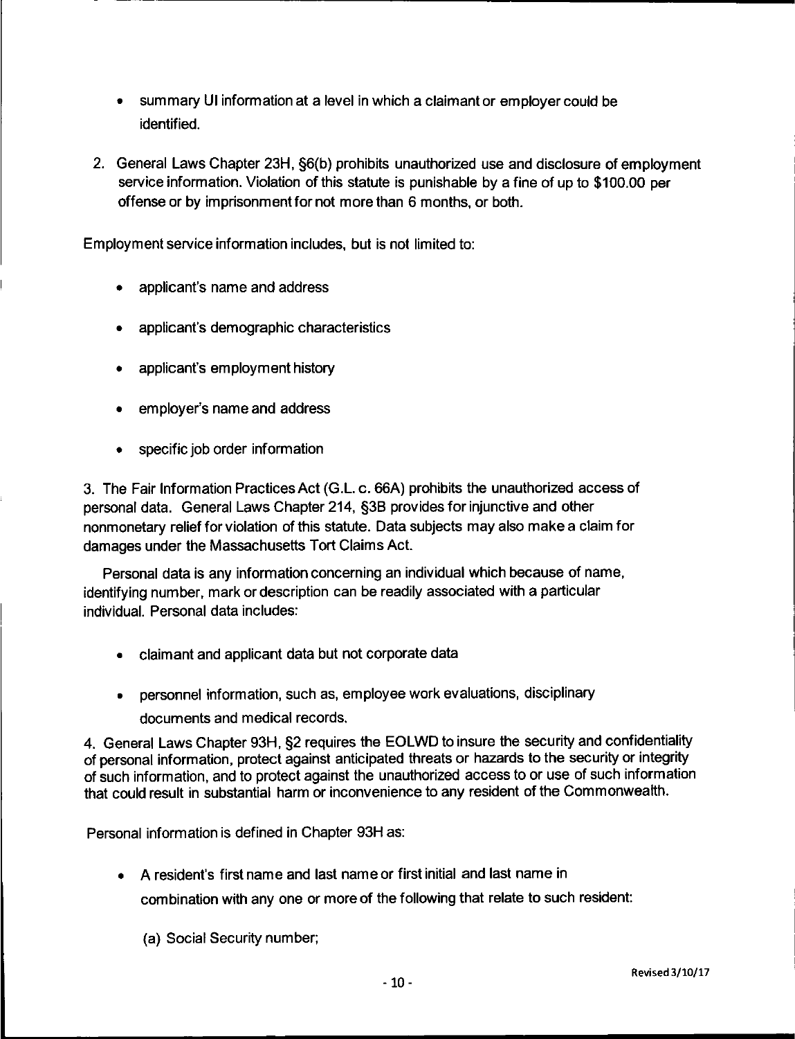- summary UI information at a level in which a claimant or employer could be identified.

2. General Laws Chapter 23H, §6(b) prohibits unauthorized use and disclosure of employment service information. Violation of this statute is punishable by a fine of up to $100.00 per offense or by imprisonment for not more than 6 months, or both.

Employment service information includes, but is not limited to:

- applicant's name and address
- applicant's demographic characteristics
- applicant's employment history
- employer's name and address
- specific job order information

3. The Fair Information Practices Act (G.L. c. 66A) prohibits the unauthorized access of personal data. General Laws Chapter 214, §3B provides for injunctive and other nonmonetary relief for violation of this statute. Data subjects may also make a claim for damages under the Massachusetts Tort Claims Act.

Personal data is any information concerning an individual which because of name, identifying number, mark or description can be readily associated with a particular individual. Personal data includes:

- claimant and applicant data but not corporate data
- personnel information, such as, employee work evaluations, disciplinary documents and medical records.

4. General Laws Chapter 93H, §2 requires the EOLWD to insure the security and confidentiality of personal information, protect against anticipated threats or hazards to the security or integrity of such information, and to protect against the unauthorized access to or use of such information that could result in substantial harm or inconvenience to any resident of the Commonwealth.

Personal information is defined in Chapter 93H as:

- A resident's first name and last name or first initial and last name in combination with any one or more of the following that relate to such resident:

  (a) Social Security number;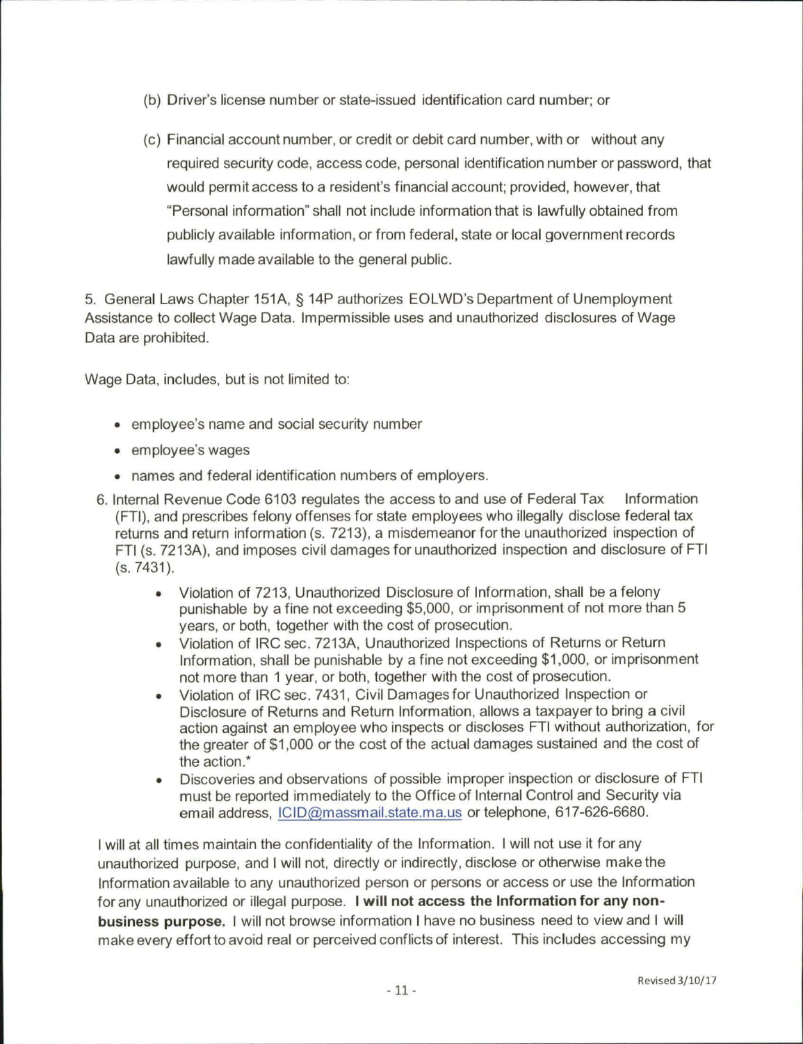(b) Driver's license number or state-issued identification card number; or

(c) Financial account number, or credit or debit card number, with or without any required security code, access code, personal identification number or password, that would permit access to a resident's financial account; provided, however, that "Personal information" shall not include information that is lawfully obtained from publicly available information, or from federal, state or local government records lawfully made available to the general public.

5. General Laws Chapter 151A, § 14P authorizes EOLWD's Department of Unemployment Assistance to collect Wage Data. Impermissible uses and unauthorized disclosures of Wage Data are prohibited.

Wage Data, includes, but is not limited to:

- employee's name and social security number
- employee's wages
- names and federal identification numbers of employers.

6. Internal Revenue Code 6103 regulates the access to and use of Federal Tax Information (FTI), and prescribes felony offenses for state employees who illegally disclose federal tax returns and return information (s. 7213), a misdemeanor for the unauthorized inspection of FTI (s. 7213A), and imposes civil damages for unauthorized inspection and disclosure of FTI (s. 7431).

   - Violation of 7213, Unauthorized Disclosure of Information, shall be a felony punishable by a fine not exceeding $5,000, or imprisonment of not more than 5 years, or both, together with the cost of prosecution.
   - Violation of IRC sec. 7213A, Unauthorized Inspections of Returns or Return Information, shall be punishable by a fine not exceeding $1,000, or imprisonment not more than 1 year, or both, together with the cost of prosecution.
   - Violation of IRC sec. 7431, Civil Damages for Unauthorized Inspection or Disclosure of Returns and Return Information, allows a taxpayer to bring a civil action against an employee who inspects or discloses FTI without authorization, for the greater of $1,000 or the cost of the actual damages sustained and the cost of the action.*
   - Discoveries and observations of possible improper inspection or disclosure of FTI must be reported immediately to the Office of Internal Control and Security via email address, ICID@massmail.state.ma.us or telephone, 617-626-6680.

I will at all times maintain the confidentiality of the Information. I will not use it for any unauthorized purpose, and I will not, directly or indirectly, disclose or otherwise make the Information available to any unauthorized person or persons or access or use the Information for any unauthorized or illegal purpose. **I will not access the Information for any non-business purpose.** I will not browse information I have no business need to view and I will make every effort to avoid real or perceived conflicts of interest. This includes accessing my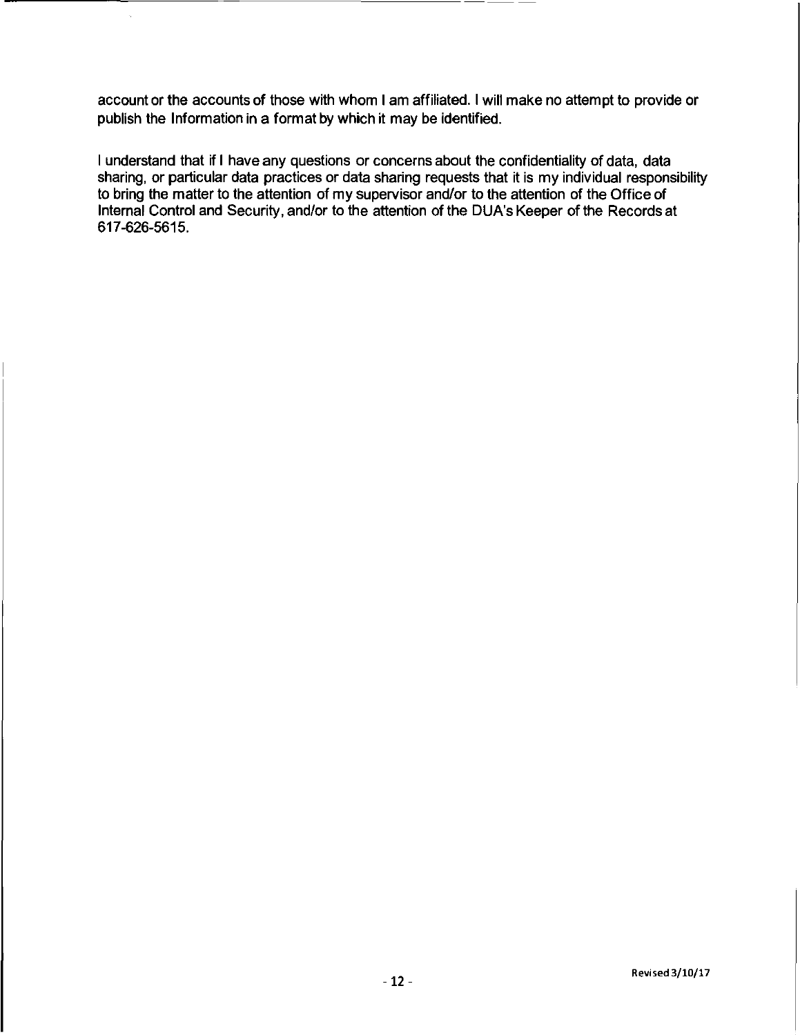account or the accounts of those with whom I am affiliated. I will make no attempt to provide or publish the Information in a format by which it may be identified.

I understand that if I have any questions or concerns about the confidentiality of data, data sharing, or particular data practices or data sharing requests that it is my individual responsibility to bring the matter to the attention of my supervisor and/or to the attention of the Office of Internal Control and Security, and/or to the attention of the DUA's Keeper of the Records at 617-626-5615.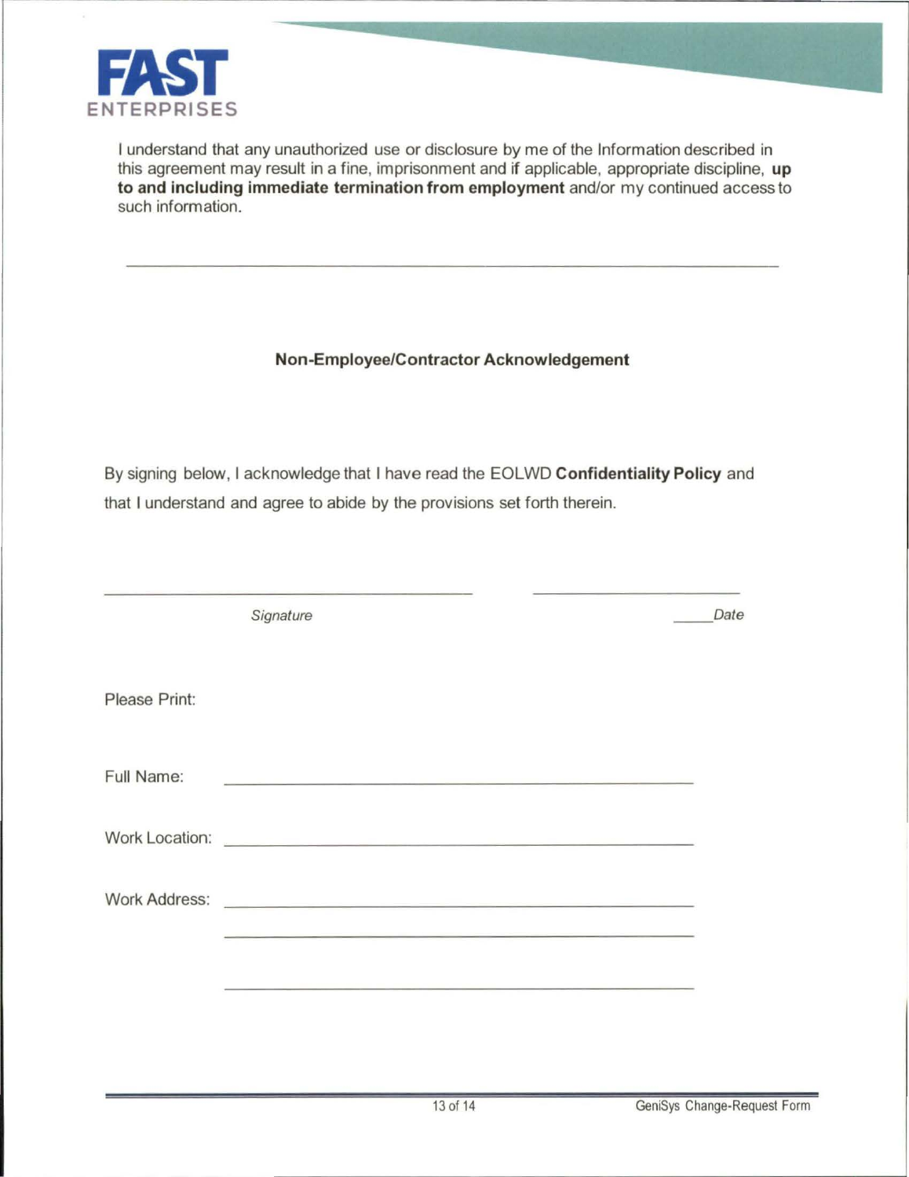I understand that any unauthorized use or disclosure by me of the Information described in this agreement may result in a fine, imprisonment and if applicable, appropriate discipline, **up to and including immediate termination from employment** and/or my continued access to such information.

---

**Non-Employee/Contractor Acknowledgement**

By signing below, I acknowledge that I have read the EOLWD **Confidentiality Policy** and that I understand and agree to abide by the provisions set forth therein.

______________________________ ______________________

*Signature* _____*Date*

Please Print:

Full Name: ______________________________

Work Location: ______________________________

Work Address: ______________________________

______________________________

______________________________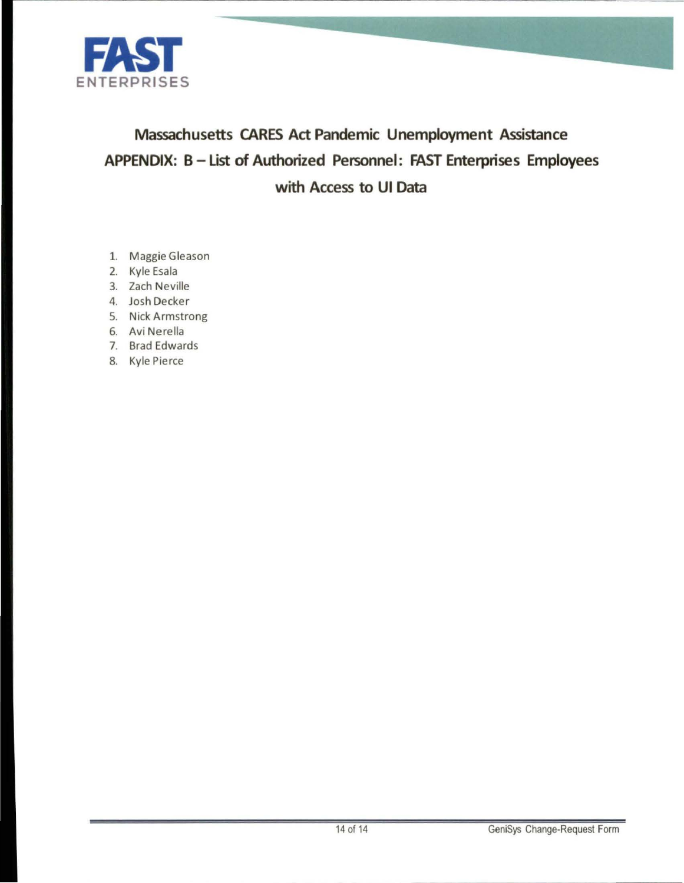FAST ENTERPRISES

## Massachusetts CARES Act Pandemic Unemployment Assistance
## APPENDIX: B – List of Authorized Personnel: FAST Enterprises Employees with Access to UI Data

1. Maggie Gleason
2. Kyle Esala
3. Zach Neville
4. Josh Decker
5. Nick Armstrong
6. Avi Nerella
7. Brad Edwards
8. Kyle Pierce